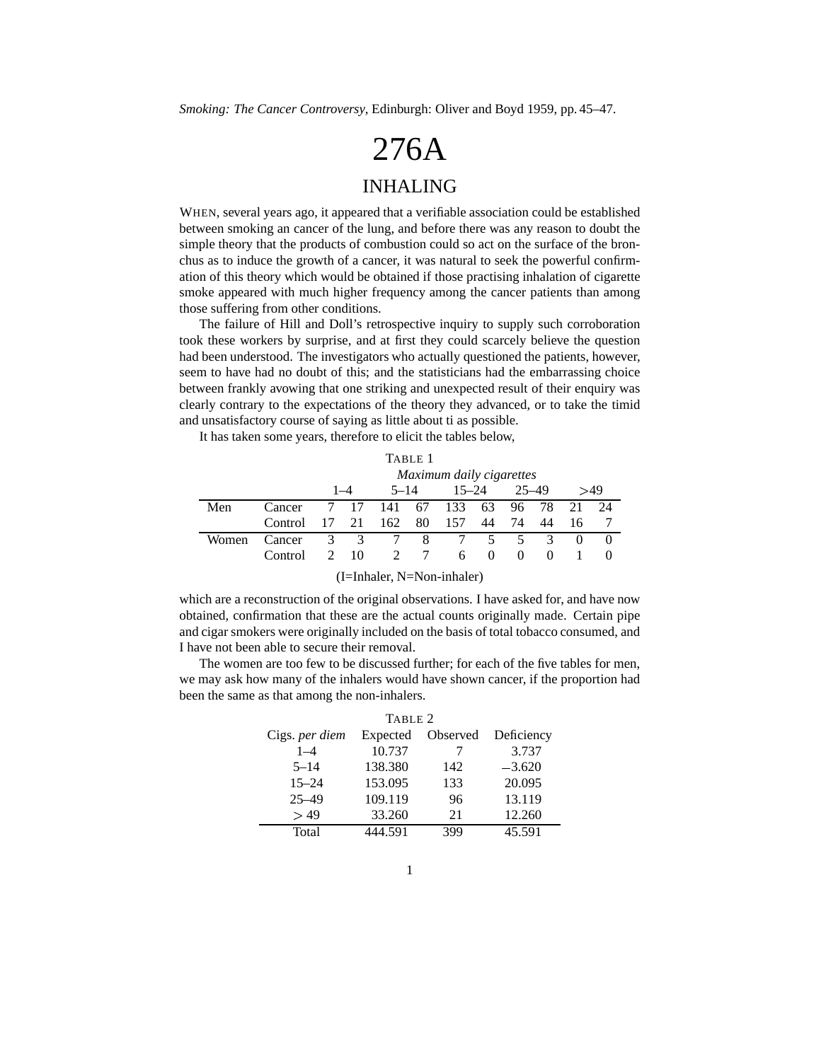*Smoking: The Cancer Controversy*, Edinburgh: Oliver and Boyd 1959, pp. 45–47.

# 276A

## INHALING

WHEN, several years ago, it appeared that a verifiable association could be established between smoking an cancer of the lung, and before there was any reason to doubt the simple theory that the products of combustion could so act on the surface of the bronchus as to induce the growth of a cancer, it was natural to seek the powerful confirmation of this theory which would be obtained if those practising inhalation of cigarette smoke appeared with much higher frequency among the cancer patients than among those suffering from other conditions.

The failure of Hill and Doll's retrospective inquiry to supply such corroboration took these workers by surprise, and at first they could scarcely believe the question had been understood. The investigators who actually questioned the patients, however, seem to have had no doubt of this; and the statisticians had the embarrassing choice between frankly avowing that one striking and unexpected result of their enquiry was clearly contrary to the expectations of the theory they advanced, or to take the timid and unsatisfactory course of saying as little about ti as possible.

It has taken some years, therefore to elicit the tables below,

TABLE 1

| | | 1–4 | | 5–14 | | 15–24 | | 25–49 | | >49 | |
|---|---|---|---|---|---|---|---|---|---|---|---|
| | | *Maximum daily cigarettes* | | | | | | | | | |
| Men | Cancer | 7 | 17 | 141 | 67 | 133 | 63 | 96 | 78 | 21 | 24 |
| | Control | 17 | 21 | 162 | 80 | 157 | 44 | 74 | 44 | 16 | 7 |
| Women | Cancer | 3 | 3 | 7 | 8 | 7 | 5 | 5 | 3 | 0 | 0 |
| | Control | 2 | 10 | 2 | 7 | 6 | 0 | 0 | 0 | 1 | 0 |

(I=Inhaler, N=Non-inhaler)

which are a reconstruction of the original observations. I have asked for, and have now obtained, confirmation that these are the actual counts originally made. Certain pipe and cigar smokers were originally included on the basis of total tobacco consumed, and I have not been able to secure their removal.

The women are too few to be discussed further; for each of the five tables for men, we may ask how many of the inhalers would have shown cancer, if the proportion had been the same as that among the non-inhalers.

TABLE 2

| Cigs. *per diem* | Expected | Observed | Deficiency |
|---|---|---|---|
| 1–4 | 10.737 | 7 | 3.737 |
| 5–14 | 138.380 | 142 | –3.620 |
| 15–24 | 153.095 | 133 | 20.095 |
| 25–49 | 109.119 | 96 | 13.119 |
| > 49 | 33.260 | 21 | 12.260 |
| Total | 444.591 | 399 | 45.591 |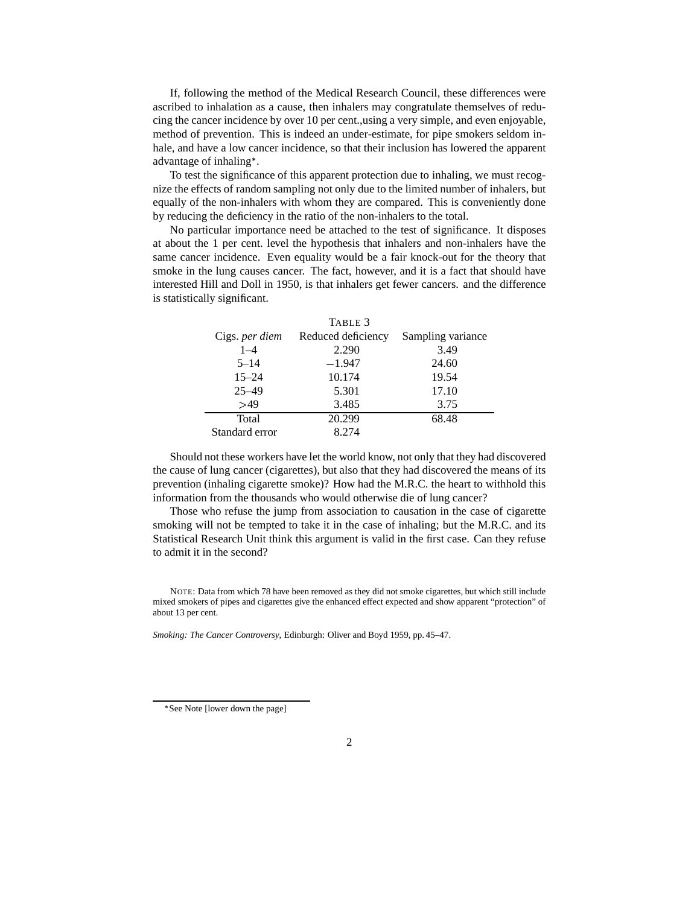If, following the method of the Medical Research Council, these differences were ascribed to inhalation as a cause, then inhalers may congratulate themselves of reducing the cancer incidence by over 10 per cent.,using a very simple, and even enjoyable, method of prevention. This is indeed an under-estimate, for pipe smokers seldom inhale, and have a low cancer incidence, so that their inclusion has lowered the apparent advantage of inhaling*.

To test the significance of this apparent protection due to inhaling, we must recognize the effects of random sampling not only due to the limited number of inhalers, but equally of the non-inhalers with whom they are compared. This is conveniently done by reducing the deficiency in the ratio of the non-inhalers to the total.

No particular importance need be attached to the test of significance. It disposes at about the 1 per cent. level the hypothesis that inhalers and non-inhalers have the same cancer incidence. Even equality would be a fair knock-out for the theory that smoke in the lung causes cancer. The fact, however, and it is a fact that should have interested Hill and Doll in 1950, is that inhalers get fewer cancers. and the difference is statistically significant.

TABLE 3

| Cigs. *per diem* | Reduced deficiency | Sampling variance |
|---|---|---|
| 1–4 | 2.290 | 3.49 |
| 5–14 | −1.947 | 24.60 |
| 15–24 | 10.174 | 19.54 |
| 25–49 | 5.301 | 17.10 |
| >49 | 3.485 | 3.75 |
| Total | 20.299 | 68.48 |
| Standard error | 8.274 | |

Should not these workers have let the world know, not only that they had discovered the cause of lung cancer (cigarettes), but also that they had discovered the means of its prevention (inhaling cigarette smoke)? How had the M.R.C. the heart to withhold this information from the thousands who would otherwise die of lung cancer?

Those who refuse the jump from association to causation in the case of cigarette smoking will not be tempted to take it in the case of inhaling; but the M.R.C. and its Statistical Research Unit think this argument is valid in the first case. Can they refuse to admit it in the second?

NOTE: Data from which 78 have been removed as they did not smoke cigarettes, but which still include mixed smokers of pipes and cigarettes give the enhanced effect expected and show apparent "protection" of about 13 per cent.

*Smoking: The Cancer Controversy*, Edinburgh: Oliver and Boyd 1959, pp. 45–47.

*See Note [lower down the page]